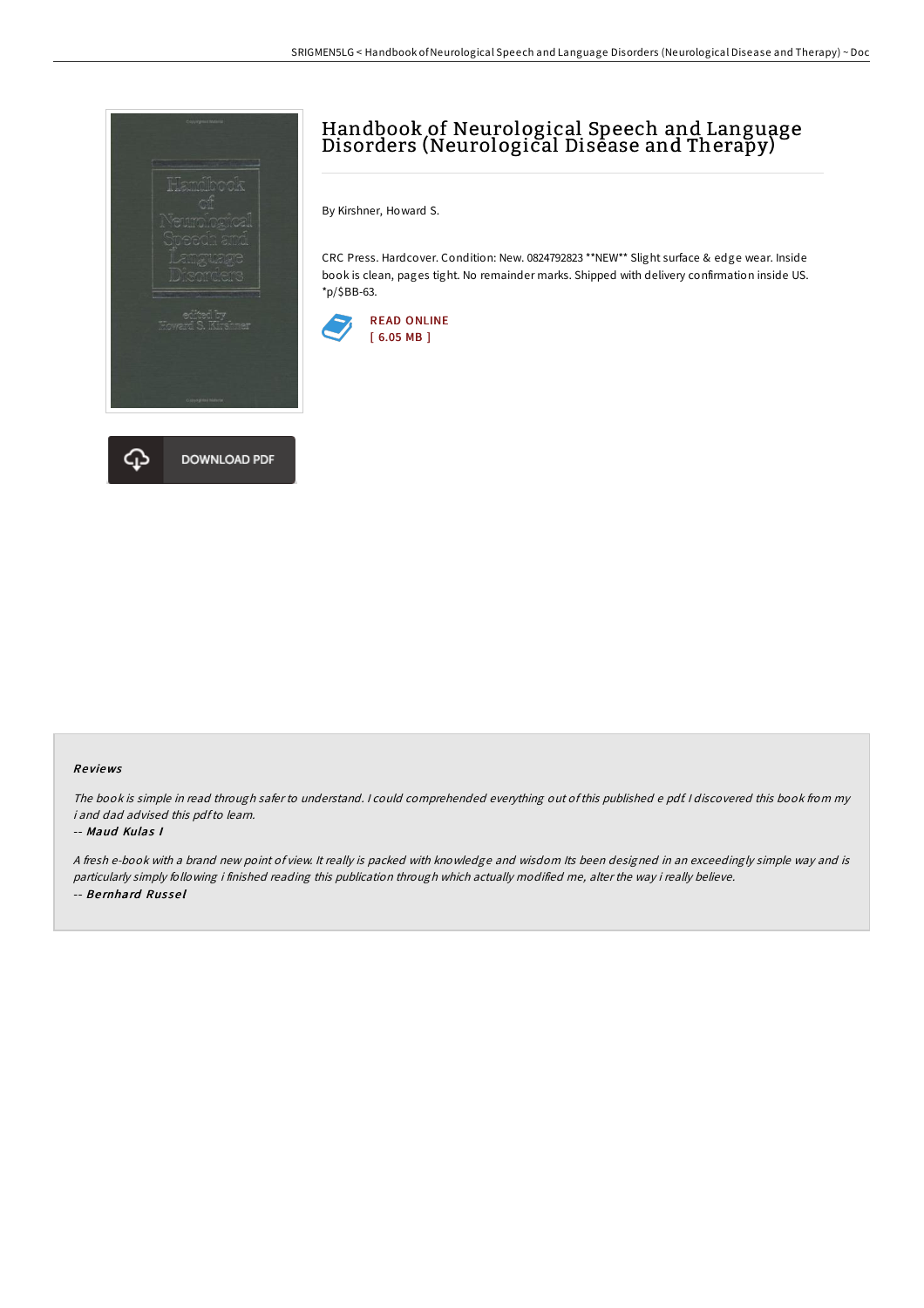# Handbook of Neurological Speech and Language Disorders (Neurological Disease and Therapy)

By Kirshner, Howard S.

CRC Press. Hardcover. Condition: New. 0824792823 **NEW** Slight surface & edge wear. Inside book is clean, pages tight. No remainder marks. Shipped with delivery confirmation inside US. *p/$BB-63.

READ ONLINE
[ 6.05 MB ]

DOWNLOAD PDF

## Reviews

*The book is simple in read through safer to understand. I could comprehended everything out of this published e pdf. I discovered this book from my i and dad advised this pdf to learn.*

-- ***Maud Kulas I***

*A fresh e-book with a brand new point of view. It really is packed with knowledge and wisdom Its been designed in an exceedingly simple way and is particularly simply following i finished reading this publication through which actually modified me, alter the way i really believe.*

-- ***Bernhard Russel***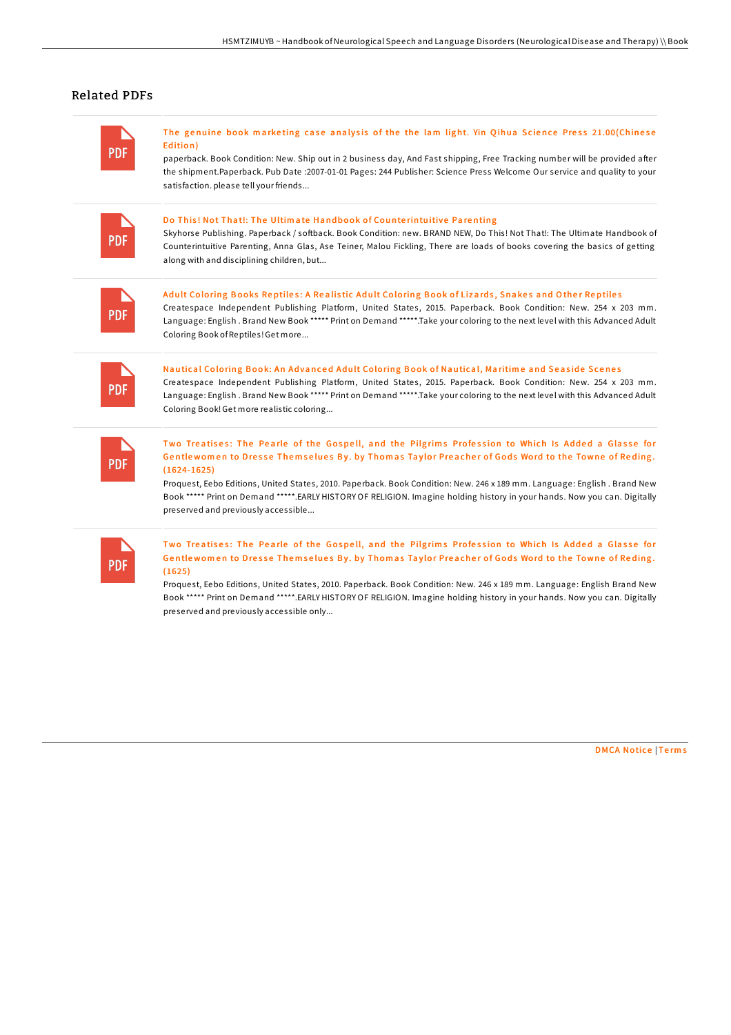## Related PDFs

**The genuine book marketing case analysis of the the lam light. Yin Qihua Science Press 21.00(Chinese Edition)**

paperback. Book Condition: New. Ship out in 2 business day, And Fast shipping, Free Tracking number will be provided after the shipment.Paperback. Pub Date :2007-01-01 Pages: 244 Publisher: Science Press Welcome Our service and quality to your satisfaction. please tell your friends...

**Do This! Not That!: The Ultimate Handbook of Counterintuitive Parenting**

Skyhorse Publishing. Paperback / softback. Book Condition: new. BRAND NEW, Do This! Not That!: The Ultimate Handbook of Counterintuitive Parenting, Anna Glas, Ase Teiner, Malou Fickling, There are loads of books covering the basics of getting along with and disciplining children, but...

**Adult Coloring Books Reptiles: A Realistic Adult Coloring Book of Lizards, Snakes and Other Reptiles**

Createspace Independent Publishing Platform, United States, 2015. Paperback. Book Condition: New. 254 x 203 mm. Language: English . Brand New Book ***** Print on Demand *****.Take your coloring to the next level with this Advanced Adult Coloring Book of Reptiles! Get more...

**Nautical Coloring Book: An Advanced Adult Coloring Book of Nautical, Maritime and Seaside Scenes**

Createspace Independent Publishing Platform, United States, 2015. Paperback. Book Condition: New. 254 x 203 mm. Language: English . Brand New Book ***** Print on Demand *****.Take your coloring to the next level with this Advanced Adult Coloring Book! Get more realistic coloring...

**Two Treatises: The Pearle of the Gospell, and the Pilgrims Profession to Which Is Added a Glasse for Gentlewomen to Dresse Themselues By. by Thomas Taylor Preacher of Gods Word to the Towne of Reding. (1624-1625)**

Proquest, Eebo Editions, United States, 2010. Paperback. Book Condition: New. 246 x 189 mm. Language: English . Brand New Book ***** Print on Demand *****.EARLY HISTORY OF RELIGION. Imagine holding history in your hands. Now you can. Digitally preserved and previously accessible...

**Two Treatises: The Pearle of the Gospell, and the Pilgrims Profession to Which Is Added a Glasse for Gentlewomen to Dresse Themselues By. by Thomas Taylor Preacher of Gods Word to the Towne of Reding. (1625)**

Proquest, Eebo Editions, United States, 2010. Paperback. Book Condition: New. 246 x 189 mm. Language: English Brand New Book ***** Print on Demand *****.EARLY HISTORY OF RELIGION. Imagine holding history in your hands. Now you can. Digitally preserved and previously accessible only...